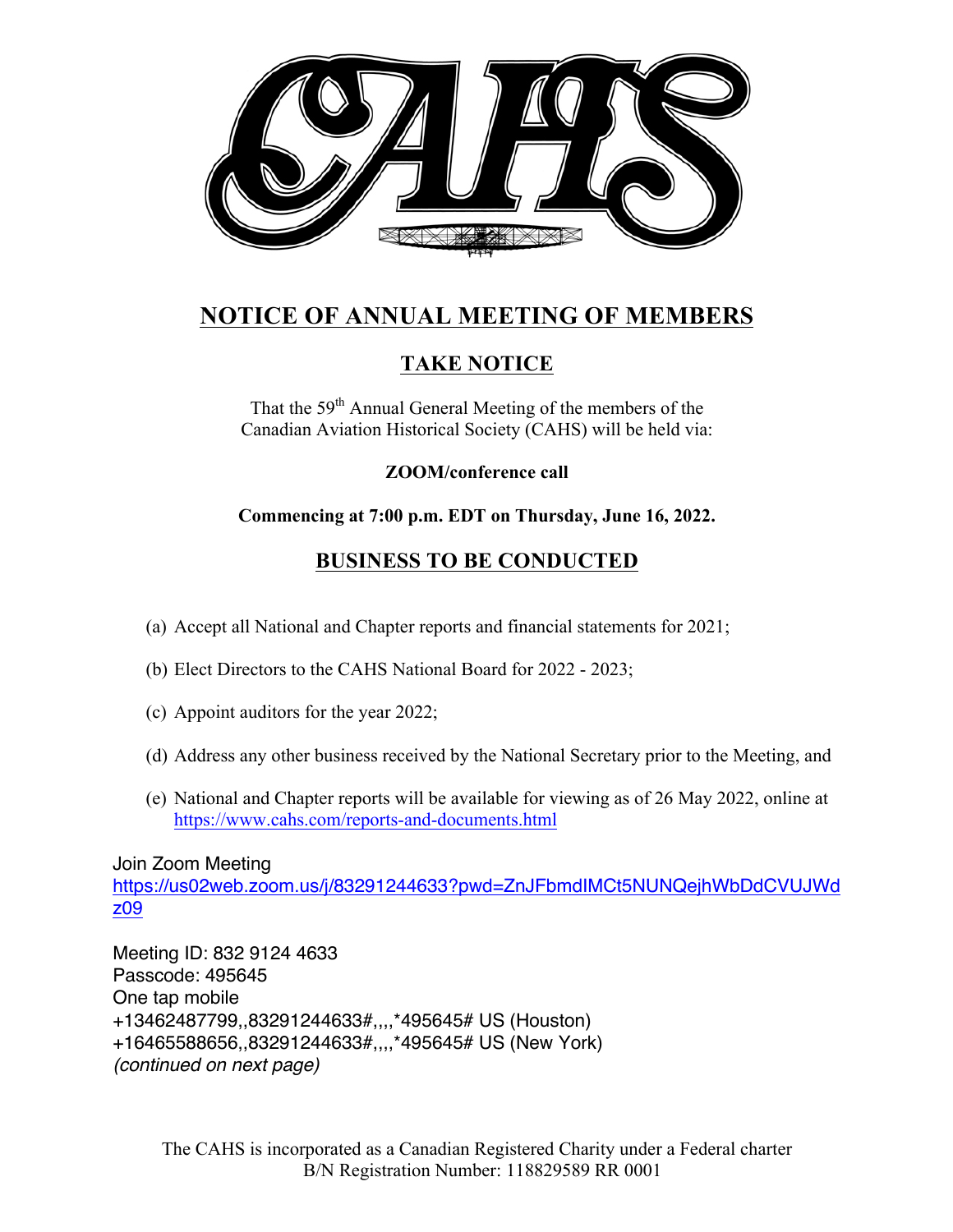# NOTICE OF ANNUAL MEETING OF MEMBERS

## TAKE NOTICE

That the 59th Annual General Meeting of the members of the Canadian Aviation Historical Society (CAHS) will be held via:

**ZOOM/conference call**

**Commencing at 7:00 p.m. EDT on Thursday, June 16, 2022.**

## BUSINESS TO BE CONDUCTED

(a) Accept all National and Chapter reports and financial statements for 2021;

(b) Elect Directors to the CAHS National Board for 2022 - 2023;

(c) Appoint auditors for the year 2022;

(d) Address any other business received by the National Secretary prior to the Meeting, and

(e) National and Chapter reports will be available for viewing as of 26 May 2022, online at https://www.cahs.com/reports-and-documents.html

Join Zoom Meeting
https://us02web.zoom.us/j/83291244633?pwd=ZnJFbmdIMCt5NUNQejhWbDdCVUJWdz09

Meeting ID: 832 9124 4633
Passcode: 495645
One tap mobile
+13462487799,,83291244633#,,,,*495645# US (Houston)
+16465588656,,83291244633#,,,,*495645# US (New York)
*(continued on next page)*

The CAHS is incorporated as a Canadian Registered Charity under a Federal charter
B/N Registration Number: 118829589 RR 0001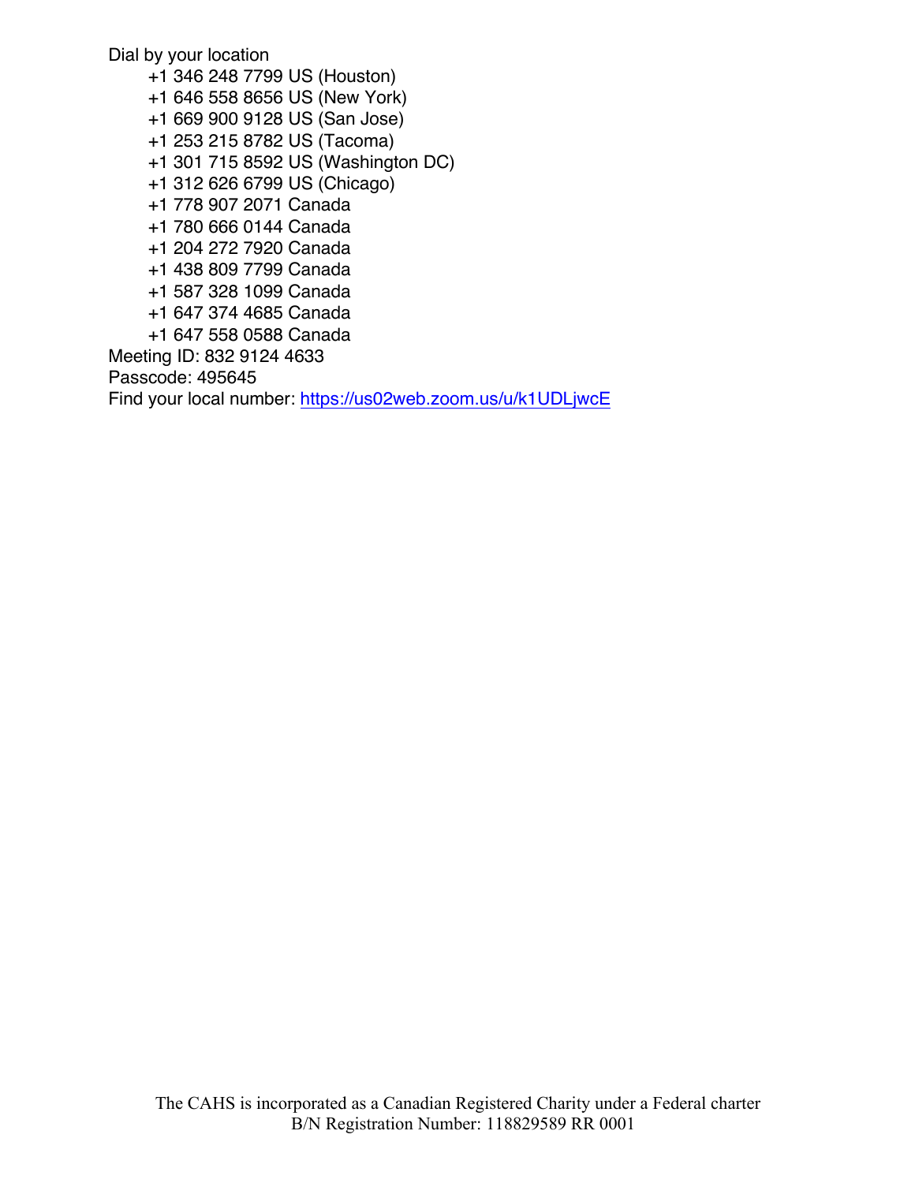Dial by your location

- +1 346 248 7799 US (Houston)
- +1 646 558 8656 US (New York)
- +1 669 900 9128 US (San Jose)
- +1 253 215 8782 US (Tacoma)
- +1 301 715 8592 US (Washington DC)
- +1 312 626 6799 US (Chicago)
- +1 778 907 2071 Canada
- +1 780 666 0144 Canada
- +1 204 272 7920 Canada
- +1 438 809 7799 Canada
- +1 587 328 1099 Canada
- +1 647 374 4685 Canada
- +1 647 558 0588 Canada

Meeting ID: 832 9124 4633
Passcode: 495645
Find your local number: https://us02web.zoom.us/u/k1UDLjwcE

The CAHS is incorporated as a Canadian Registered Charity under a Federal charter
B/N Registration Number: 118829589 RR 0001